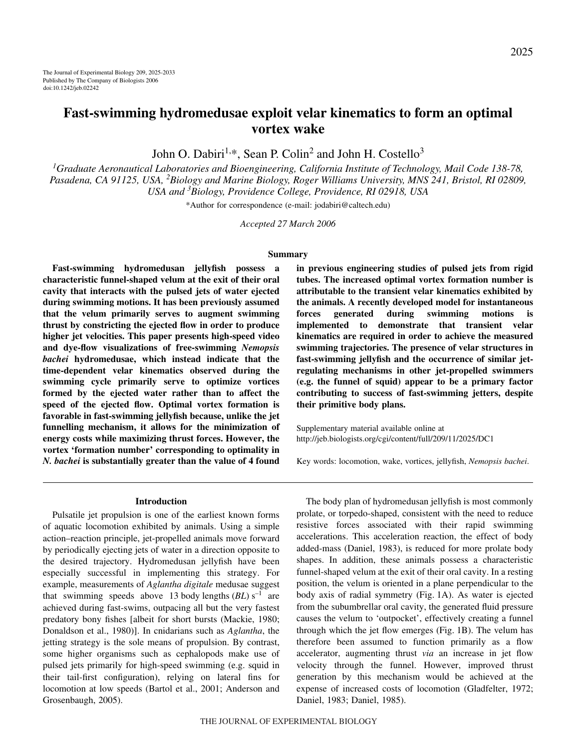# Fast-swimming hydromedusae exploit velar kinematics to form an optimal vortex wake

John O. Dabiri[1,*], Sean P. Colin[2] and John H. Costello[3]

[1]*Graduate Aeronautical Laboratories and Bioengineering, California Institute of Technology, Mail Code 138-78, Pasadena, CA 91125, USA,* [2]*Biology and Marine Biology, Roger Williams University, MNS 241, Bristol, RI 02809, USA and* [3]*Biology, Providence College, Providence, RI 02918, USA*

*Author for correspondence (e-mail: jodabiri@caltech.edu)

*Accepted 27 March 2006*

## Summary

**Fast-swimming hydromedusan jellyfish possess a characteristic funnel-shaped velum at the exit of their oral cavity that interacts with the pulsed jets of water ejected during swimming motions. It has been previously assumed that the velum primarily serves to augment swimming thrust by constricting the ejected flow in order to produce higher jet velocities. This paper presents high-speed video and dye-flow visualizations of free-swimming *Nemopsis bachei* hydromedusae, which instead indicate that the time-dependent velar kinematics observed during the swimming cycle primarily serve to optimize vortices formed by the ejected water rather than to affect the speed of the ejected flow. Optimal vortex formation is favorable in fast-swimming jellyfish because, unlike the jet funnelling mechanism, it allows for the minimization of energy costs while maximizing thrust forces. However, the vortex 'formation number' corresponding to optimality in *N. bachei* is substantially greater than the value of 4 found in previous engineering studies of pulsed jets from rigid tubes. The increased optimal vortex formation number is attributable to the transient velar kinematics exhibited by the animals. A recently developed model for instantaneous forces generated during swimming motions is implemented to demonstrate that transient velar kinematics are required in order to achieve the measured swimming trajectories. The presence of velar structures in fast-swimming jellyfish and the occurrence of similar jet-regulating mechanisms in other jet-propelled swimmers (e.g. the funnel of squid) appear to be a primary factor contributing to success of fast-swimming jetters, despite their primitive body plans.**

Supplementary material available online at http://jeb.biologists.org/cgi/content/full/209/11/2025/DC1

Key words: locomotion, wake, vortices, jellyfish, *Nemopsis bachei*.

## Introduction

Pulsatile jet propulsion is one of the earliest known forms of aquatic locomotion exhibited by animals. Using a simple action–reaction principle, jet-propelled animals move forward by periodically ejecting jets of water in a direction opposite to the desired trajectory. Hydromedusan jellyfish have been especially successful in implementing this strategy. For example, measurements of *Aglantha digitale* medusae suggest that swimming speeds above 13 body lengths ($BL$) $s^{-1}$ are achieved during fast-swims, outpacing all but the very fastest predatory bony fishes [albeit for short bursts (Mackie, 1980; Donaldson et al., 1980)]. In cnidarians such as *Aglantha*, the jetting strategy is the sole means of propulsion. By contrast, some higher organisms such as cephalopods make use of pulsed jets primarily for high-speed swimming (e.g. squid in their tail-first configuration), relying on lateral fins for locomotion at low speeds (Bartol et al., 2001; Anderson and Grosenbaugh, 2005).

The body plan of hydromedusan jellyfish is most commonly prolate, or torpedo-shaped, consistent with the need to reduce resistive forces associated with their rapid swimming accelerations. This acceleration reaction, the effect of body added-mass (Daniel, 1983), is reduced for more prolate body shapes. In addition, these animals possess a characteristic funnel-shaped velum at the exit of their oral cavity. In a resting position, the velum is oriented in a plane perpendicular to the body axis of radial symmetry (Fig. 1A). As water is ejected from the subumbrellar oral cavity, the generated fluid pressure causes the velum to 'outpocket', effectively creating a funnel through which the jet flow emerges (Fig. 1B). The velum has therefore been assumed to function primarily as a flow accelerator, augmenting thrust *via* an increase in jet flow velocity through the funnel. However, improved thrust generation by this mechanism would be achieved at the expense of increased costs of locomotion (Gladfelter, 1972; Daniel, 1983; Daniel, 1985).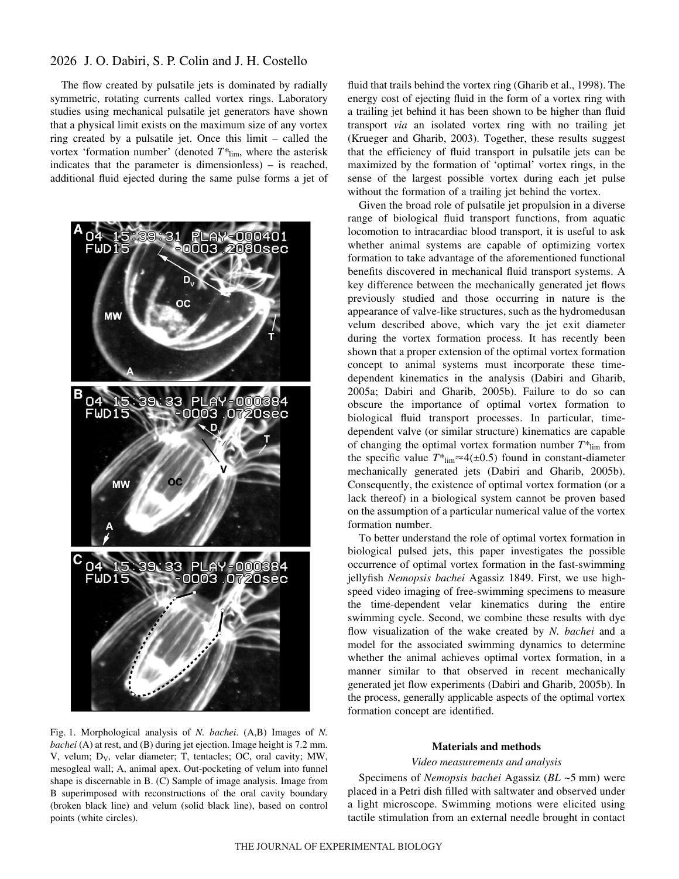The flow created by pulsatile jets is dominated by radially symmetric, rotating currents called vortex rings. Laboratory studies using mechanical pulsatile jet generators have shown that a physical limit exists on the maximum size of any vortex ring created by a pulsatile jet. Once this limit – called the vortex 'formation number' (denoted $T^*_{lim}$, where the asterisk indicates that the parameter is dimensionless) – is reached, additional fluid ejected during the same pulse forms a jet of fluid that trails behind the vortex ring (Gharib et al., 1998). The energy cost of ejecting fluid in the form of a vortex ring with a trailing jet behind it has been shown to be higher than fluid transport *via* an isolated vortex ring with no trailing jet (Krueger and Gharib, 2003). Together, these results suggest that the efficiency of fluid transport in pulsatile jets can be maximized by the formation of 'optimal' vortex rings, in the sense of the largest possible vortex during each jet pulse without the formation of a trailing jet behind the vortex.

Given the broad role of pulsatile jet propulsion in a diverse range of biological fluid transport functions, from aquatic locomotion to intracardiac blood transport, it is useful to ask whether animal systems are capable of optimizing vortex formation to take advantage of the aforementioned functional benefits discovered in mechanical fluid transport systems. A key difference between the mechanically generated jet flows previously studied and those occurring in nature is the appearance of valve-like structures, such as the hydromedusan velum described above, which vary the jet exit diameter during the vortex formation process. It has recently been shown that a proper extension of the optimal vortex formation concept to animal systems must incorporate these time-dependent kinematics in the analysis (Dabiri and Gharib, 2005a; Dabiri and Gharib, 2005b). Failure to do so can obscure the importance of optimal vortex formation to biological fluid transport processes. In particular, time-dependent valve (or similar structure) kinematics are capable of changing the optimal vortex formation number $T^*_{lim}$ from the specific value $T^*_{lim}\approx4(\pm0.5)$ found in constant-diameter mechanically generated jets (Dabiri and Gharib, 2005b). Consequently, the existence of optimal vortex formation (or a lack thereof) in a biological system cannot be proven based on the assumption of a particular numerical value of the vortex formation number.

To better understand the role of optimal vortex formation in biological pulsed jets, this paper investigates the possible occurrence of optimal vortex formation in the fast-swimming jellyfish *Nemopsis bachei* Agassiz 1849. First, we use high-speed video imaging of free-swimming specimens to measure the time-dependent velar kinematics during the entire swimming cycle. Second, we combine these results with dye flow visualization of the wake created by *N. bachei* and a model for the associated swimming dynamics to determine whether the animal achieves optimal vortex formation, in a manner similar to that observed in recent mechanically generated jet flow experiments (Dabiri and Gharib, 2005b). In the process, generally applicable aspects of the optimal vortex formation concept are identified.

Fig. 1. Morphological analysis of *N. bachei*. (A,B) Images of *N. bachei* (A) at rest, and (B) during jet ejection. Image height is 7.2 mm. V, velum; $D_V$, velar diameter; T, tentacles; OC, oral cavity; MW, mesogleal wall; A, animal apex. Out-pocketing of velum into funnel shape is discernable in B. (C) Sample of image analysis. Image from B superimposed with reconstructions of the oral cavity boundary (broken black line) and velum (solid black line), based on control points (white circles).

## Materials and methods

### *Video measurements and analysis*

Specimens of *Nemopsis bachei* Agassiz (*BL* ~5 mm) were placed in a Petri dish filled with saltwater and observed under a light microscope. Swimming motions were elicited using tactile stimulation from an external needle brought in contact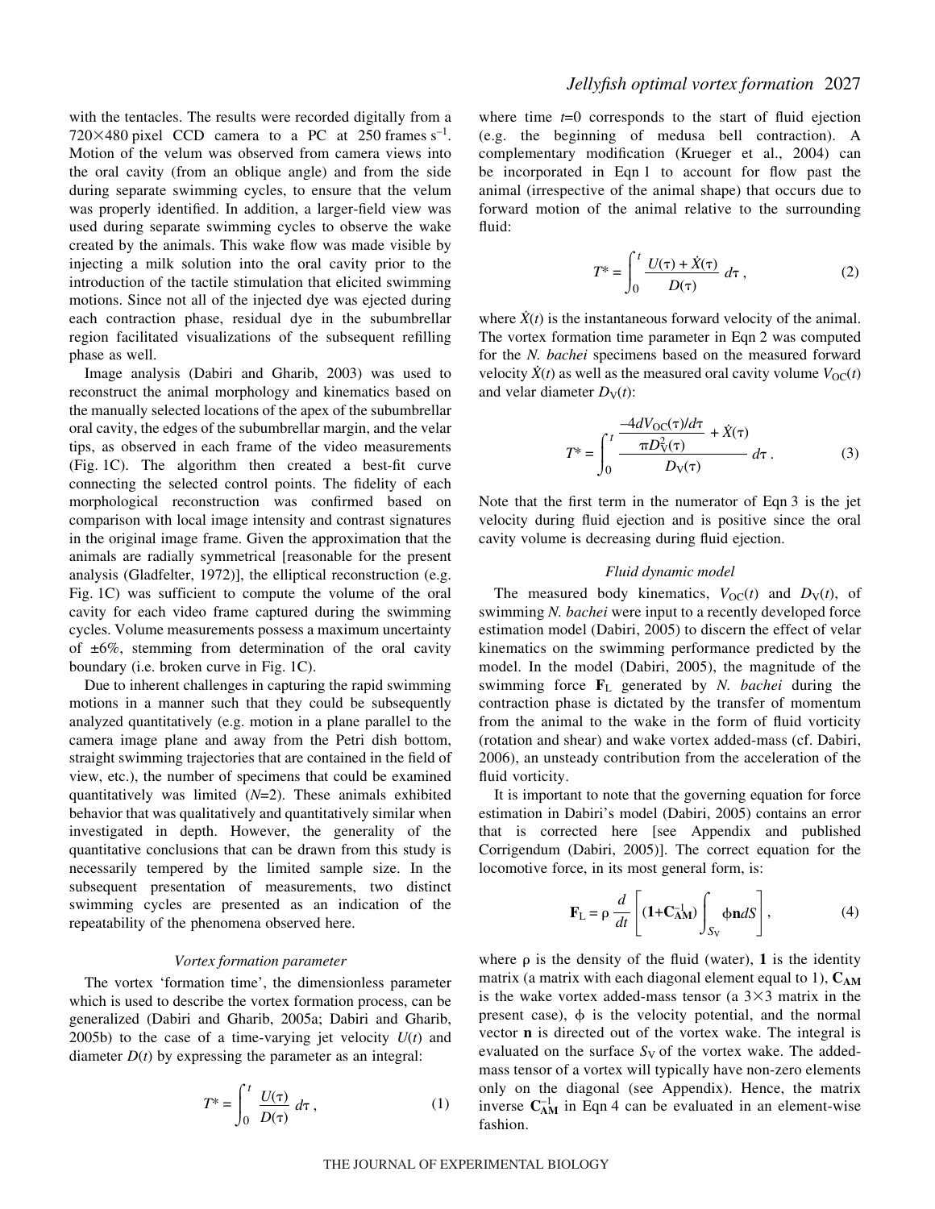with the tentacles. The results were recorded digitally from a 720×480 pixel CCD camera to a PC at 250 frames $s^{-1}$. Motion of the velum was observed from camera views into the oral cavity (from an oblique angle) and from the side during separate swimming cycles, to ensure that the velum was properly identified. In addition, a larger-field view was used during separate swimming cycles to observe the wake created by the animals. This wake flow was made visible by injecting a milk solution into the oral cavity prior to the introduction of the tactile stimulation that elicited swimming motions. Since not all of the injected dye was ejected during each contraction phase, residual dye in the subumbrellar region facilitated visualizations of the subsequent refilling phase as well.

Image analysis (Dabiri and Gharib, 2003) was used to reconstruct the animal morphology and kinematics based on the manually selected locations of the apex of the subumbrellar oral cavity, the edges of the subumbrellar margin, and the velar tips, as observed in each frame of the video measurements (Fig. 1C). The algorithm then created a best-fit curve connecting the selected control points. The fidelity of each morphological reconstruction was confirmed based on comparison with local image intensity and contrast signatures in the original image frame. Given the approximation that the animals are radially symmetrical [reasonable for the present analysis (Gladfelter, 1972)], the elliptical reconstruction (e.g. Fig. 1C) was sufficient to compute the volume of the oral cavity for each video frame captured during the swimming cycles. Volume measurements possess a maximum uncertainty of ±6%, stemming from determination of the oral cavity boundary (i.e. broken curve in Fig. 1C).

Due to inherent challenges in capturing the rapid swimming motions in a manner such that they could be subsequently analyzed quantitatively (e.g. motion in a plane parallel to the camera image plane and away from the Petri dish bottom, straight swimming trajectories that are contained in the field of view, etc.), the number of specimens that could be examined quantitatively was limited ($N$=2). These animals exhibited behavior that was qualitatively and quantitatively similar when investigated in depth. However, the generality of the quantitative conclusions that can be drawn from this study is necessarily tempered by the limited sample size. In the subsequent presentation of measurements, two distinct swimming cycles are presented as an indication of the repeatability of the phenomena observed here.

### *Vortex formation parameter*

The vortex 'formation time', the dimensionless parameter which is used to describe the vortex formation process, can be generalized (Dabiri and Gharib, 2005a; Dabiri and Gharib, 2005b) to the case of a time-varying jet velocity $U(t)$ and diameter $D(t)$ by expressing the parameter as an integral:

$$T^* = \int_0^t \frac{U(\tau)}{D(\tau)}\, d\tau\,, \qquad (1)$$

where time $t$=0 corresponds to the start of fluid ejection (e.g. the beginning of medusa bell contraction). A complementary modification (Krueger et al., 2004) can be incorporated in Eqn 1 to account for flow past the animal (irrespective of the animal shape) that occurs due to forward motion of the animal relative to the surrounding fluid:

$$T^* = \int_0^t \frac{U(\tau) + \dot{X}(\tau)}{D(\tau)}\, d\tau\,, \qquad (2)$$

where $\dot{X}(t)$ is the instantaneous forward velocity of the animal. The vortex formation time parameter in Eqn 2 was computed for the *N. bachei* specimens based on the measured forward velocity $\dot{X}(t)$ as well as the measured oral cavity volume $V_{OC}(t)$ and velar diameter $D_V(t)$:

$$T^* = \int_0^t \frac{\dfrac{-4dV_{OC}(\tau)/d\tau}{\pi D_V^2(\tau)} + \dot{X}(\tau)}{D_V(\tau)}\, d\tau\,. \qquad (3)$$

Note that the first term in the numerator of Eqn 3 is the jet velocity during fluid ejection and is positive since the oral cavity volume is decreasing during fluid ejection.

### *Fluid dynamic model*

The measured body kinematics, $V_{OC}(t)$ and $D_V(t)$, of swimming *N. bachei* were input to a recently developed force estimation model (Dabiri, 2005) to discern the effect of velar kinematics on the swimming performance predicted by the model. In the model (Dabiri, 2005), the magnitude of the swimming force $\mathbf{F}_L$ generated by *N. bachei* during the contraction phase is dictated by the transfer of momentum from the animal to the wake in the form of fluid vorticity (rotation and shear) and wake vortex added-mass (cf. Dabiri, 2006), an unsteady contribution from the acceleration of the fluid vorticity.

It is important to note that the governing equation for force estimation in Dabiri's model (Dabiri, 2005) contains an error that is corrected here [see Appendix and published Corrigendum (Dabiri, 2005)]. The correct equation for the locomotive force, in its most general form, is:

$$\mathbf{F}_L = \rho \frac{d}{dt}\left[(\mathbf{1}+\mathbf{C}_{AM}^{-1})\int_{S_V} \phi \mathbf{n} dS\right], \qquad (4)$$

where $\rho$ is the density of the fluid (water), $\mathbf{1}$ is the identity matrix (a matrix with each diagonal element equal to 1), $\mathbf{C_{AM}}$ is the wake vortex added-mass tensor (a 3×3 matrix in the present case), $\phi$ is the velocity potential, and the normal vector $\mathbf{n}$ is directed out of the vortex wake. The integral is evaluated on the surface $S_V$ of the vortex wake. The added-mass tensor of a vortex will typically have non-zero elements only on the diagonal (see Appendix). Hence, the matrix inverse $\mathbf{C}_{AM}^{-1}$ in Eqn 4 can be evaluated in an element-wise fashion.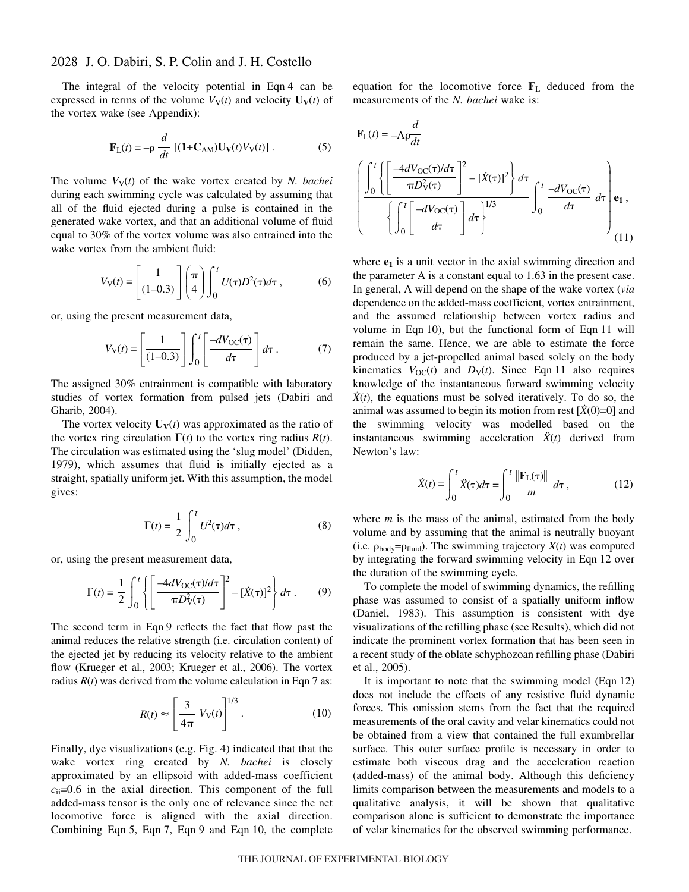The integral of the velocity potential in Eqn 4 can be expressed in terms of the volume $V_V(t)$ and velocity $\mathbf{U_V}(t)$ of the vortex wake (see Appendix):

$$\mathbf{F}_L(t) = -\rho \frac{d}{dt} [(\mathbf{1+C_{AM}})\mathbf{U_V}(t)V_V(t)] \,. \tag{5}$$

The volume $V_V(t)$ of the wake vortex created by *N. bachei* during each swimming cycle was calculated by assuming that all of the fluid ejected during a pulse is contained in the generated wake vortex, and that an additional volume of fluid equal to 30% of the vortex volume was also entrained into the wake vortex from the ambient fluid:

$$V_V(t) = \left[\frac{1}{(1\text{–}0.3)}\right]\left(\frac{\pi}{4}\right)\int_0^t U(\tau)D^2(\tau)d\tau \,, \tag{6}$$

or, using the present measurement data,

$$V_V(t) = \left[\frac{1}{(1\text{–}0.3)}\right]\int_0^t \left[\frac{-dV_{OC}(\tau)}{d\tau}\right] d\tau \,. \tag{7}$$

The assigned 30% entrainment is compatible with laboratory studies of vortex formation from pulsed jets (Dabiri and Gharib, 2004).

The vortex velocity $\mathbf{U_V}(t)$ was approximated as the ratio of the vortex ring circulation $\Gamma(t)$ to the vortex ring radius $R(t)$. The circulation was estimated using the 'slug model' (Didden, 1979), which assumes that fluid is initially ejected as a straight, spatially uniform jet. With this assumption, the model gives:

$$\Gamma(t) = \frac{1}{2}\int_0^t U^2(\tau)d\tau \,, \tag{8}$$

or, using the present measurement data,

$$\Gamma(t) = \frac{1}{2}\int_0^t \left\{\left[\frac{-4dV_{OC}(\tau)/d\tau}{\pi D_V^2(\tau)}\right]^2 - [\dot{X}(\tau)]^2\right\} d\tau \,. \tag{9}$$

The second term in Eqn 9 reflects the fact that flow past the animal reduces the relative strength (i.e. circulation content) of the ejected jet by reducing its velocity relative to the ambient flow (Krueger et al., 2003; Krueger et al., 2006). The vortex radius $R(t)$ was derived from the volume calculation in Eqn 7 as:

$$R(t) \approx \left[\frac{3}{4\pi} V_V(t)\right]^{1/3} . \tag{10}$$

Finally, dye visualizations (e.g. Fig. 4) indicated that that the wake vortex ring created by *N. bachei* is closely approximated by an ellipsoid with added-mass coefficient $c_{ii}$=0.6 in the axial direction. This component of the full added-mass tensor is the only one of relevance since the net locomotive force is aligned with the axial direction. Combining Eqn 5, Eqn 7, Eqn 9 and Eqn 10, the complete equation for the locomotive force $\mathbf{F}_L$ deduced from the measurements of the *N. bachei* wake is:

$$\mathbf{F}_L(t) = -A\rho\frac{d}{dt}\left(\frac{\int_0^t \left\{\left[\frac{-4dV_{OC}(\tau)/d\tau}{\pi D_V^2(\tau)}\right]^2 - [\dot{X}(\tau)]^2\right\} d\tau}{\left\{\int_0^t \left[\frac{-dV_{OC}(\tau)}{d\tau}\right] d\tau\right\}^{1/3}} \int_0^t \frac{-dV_{OC}(\tau)}{d\tau}\, d\tau\right)\mathbf{e_1} \,, \tag{11}$$

where $\mathbf{e_1}$ is a unit vector in the axial swimming direction and the parameter A is a constant equal to 1.63 in the present case. In general, A will depend on the shape of the wake vortex (*via* dependence on the added-mass coefficient, vortex entrainment, and the assumed relationship between vortex radius and volume in Eqn 10), but the functional form of Eqn 11 will remain the same. Hence, we are able to estimate the force produced by a jet-propelled animal based solely on the body kinematics $V_{OC}(t)$ and $D_V(t)$. Since Eqn 11 also requires knowledge of the instantaneous forward swimming velocity $\dot{X}(t)$, the equations must be solved iteratively. To do so, the animal was assumed to begin its motion from rest [$\dot{X}(0)$=0] and the swimming velocity was modelled based on the instantaneous swimming acceleration $\ddot{X}(t)$ derived from Newton's law:

$$\dot{X}(t) = \int_0^t \ddot{X}(\tau)d\tau = \int_0^t \frac{\|\mathbf{F}_L(\tau)\|}{m}\, d\tau \,, \tag{12}$$

where $m$ is the mass of the animal, estimated from the body volume and by assuming that the animal is neutrally buoyant (i.e. $\rho_{body}=\rho_{fluid}$). The swimming trajectory $X(t)$ was computed by integrating the forward swimming velocity in Eqn 12 over the duration of the swimming cycle.

To complete the model of swimming dynamics, the refilling phase was assumed to consist of a spatially uniform inflow (Daniel, 1983). This assumption is consistent with dye visualizations of the refilling phase (see Results), which did not indicate the prominent vortex formation that has been seen in a recent study of the oblate schyphozoan refilling phase (Dabiri et al., 2005).

It is important to note that the swimming model (Eqn 12) does not include the effects of any resistive fluid dynamic forces. This omission stems from the fact that the required measurements of the oral cavity and velar kinematics could not be obtained from a view that contained the full exumbrellar surface. This outer surface profile is necessary in order to estimate both viscous drag and the acceleration reaction (added-mass) of the animal body. Although this deficiency limits comparison between the measurements and models to a qualitative analysis, it will be shown that qualitative comparison alone is sufficient to demonstrate the importance of velar kinematics for the observed swimming performance.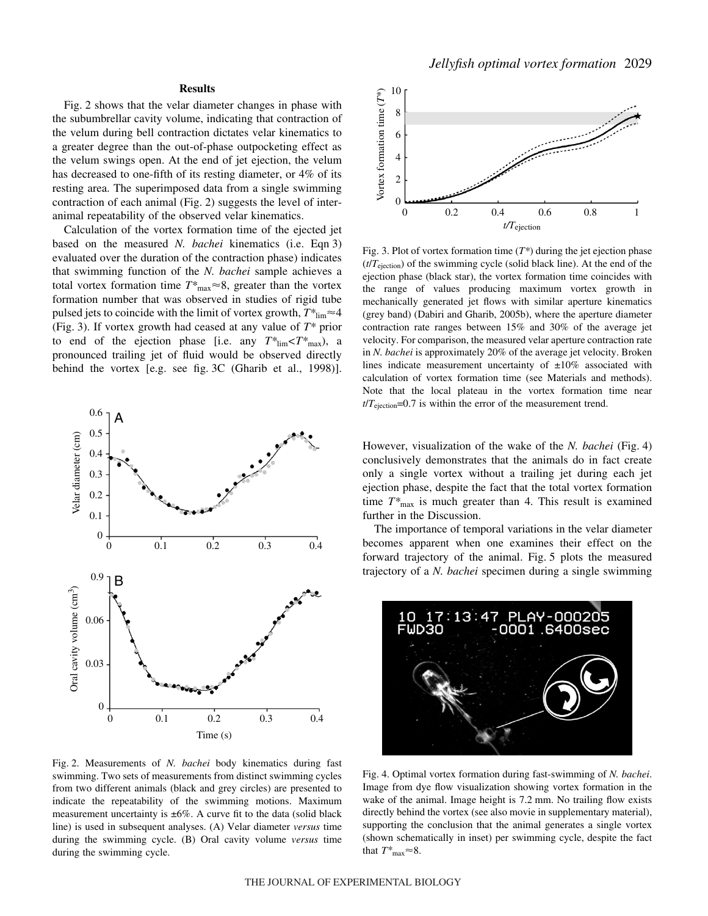## Results

Fig. 2 shows that the velar diameter changes in phase with the subumbrellar cavity volume, indicating that contraction of the velum during bell contraction dictates velar kinematics to a greater degree than the out-of-phase outpocketing effect as the velum swings open. At the end of jet ejection, the velum has decreased to one-fifth of its resting diameter, or 4% of its resting area. The superimposed data from a single swimming contraction of each animal (Fig. 2) suggests the level of inter-animal repeatability of the observed velar kinematics.

Calculation of the vortex formation time of the ejected jet based on the measured *N. bachei* kinematics (i.e. Eqn 3) evaluated over the duration of the contraction phase) indicates that swimming function of the *N. bachei* sample achieves a total vortex formation time $T^*_{max} \approx 8$, greater than the vortex formation number that was observed in studies of rigid tube pulsed jets to coincide with the limit of vortex growth, $T^*_{lim} \approx 4$ (Fig. 3). If vortex growth had ceased at any value of $T^*$ prior to end of the ejection phase [i.e. any $T^*_{lim} < T^*_{max}$), a pronounced trailing jet of fluid would be observed directly behind the vortex [e.g. see fig. 3C (Gharib et al., 1998)]. However, visualization of the wake of the *N. bachei* (Fig. 4) conclusively demonstrates that the animals do in fact create only a single vortex without a trailing jet during each jet ejection phase, despite the fact that the total vortex formation time $T^*_{max}$ is much greater than 4. This result is examined further in the Discussion.

The importance of temporal variations in the velar diameter becomes apparent when one examines their effect on the forward trajectory of the animal. Fig. 5 plots the measured trajectory of a *N. bachei* specimen during a single swimming

Fig. 2. Measurements of *N. bachei* body kinematics during fast swimming. Two sets of measurements from distinct swimming cycles from two different animals (black and grey circles) are presented to indicate the repeatability of the swimming motions. Maximum measurement uncertainty is ±6%. A curve fit to the data (solid black line) is used in subsequent analyses. (A) Velar diameter *versus* time during the swimming cycle. (B) Oral cavity volume *versus* time during the swimming cycle.

Fig. 3. Plot of vortex formation time ($T^*$) during the jet ejection phase ($t/T_{ejection}$) of the swimming cycle (solid black line). At the end of the ejection phase (black star), the vortex formation time coincides with the range of values producing maximum vortex growth in mechanically generated jet flows with similar aperture kinematics (grey band) (Dabiri and Gharib, 2005b), where the aperture diameter contraction rate ranges between 15% and 30% of the average jet velocity. For comparison, the measured velar aperture contraction rate in *N. bachei* is approximately 20% of the average jet velocity. Broken lines indicate measurement uncertainty of ±10% associated with calculation of vortex formation time (see Materials and methods). Note that the local plateau in the vortex formation time near $t/T_{ejection}$=0.7 is within the error of the measurement trend.

Fig. 4. Optimal vortex formation during fast-swimming of *N. bachei*. Image from dye flow visualization showing vortex formation in the wake of the animal. Image height is 7.2 mm. No trailing flow exists directly behind the vortex (see also movie in supplementary material), supporting the conclusion that the animal generates a single vortex (shown schematically in inset) per swimming cycle, despite the fact that $T^*_{max} \approx 8$.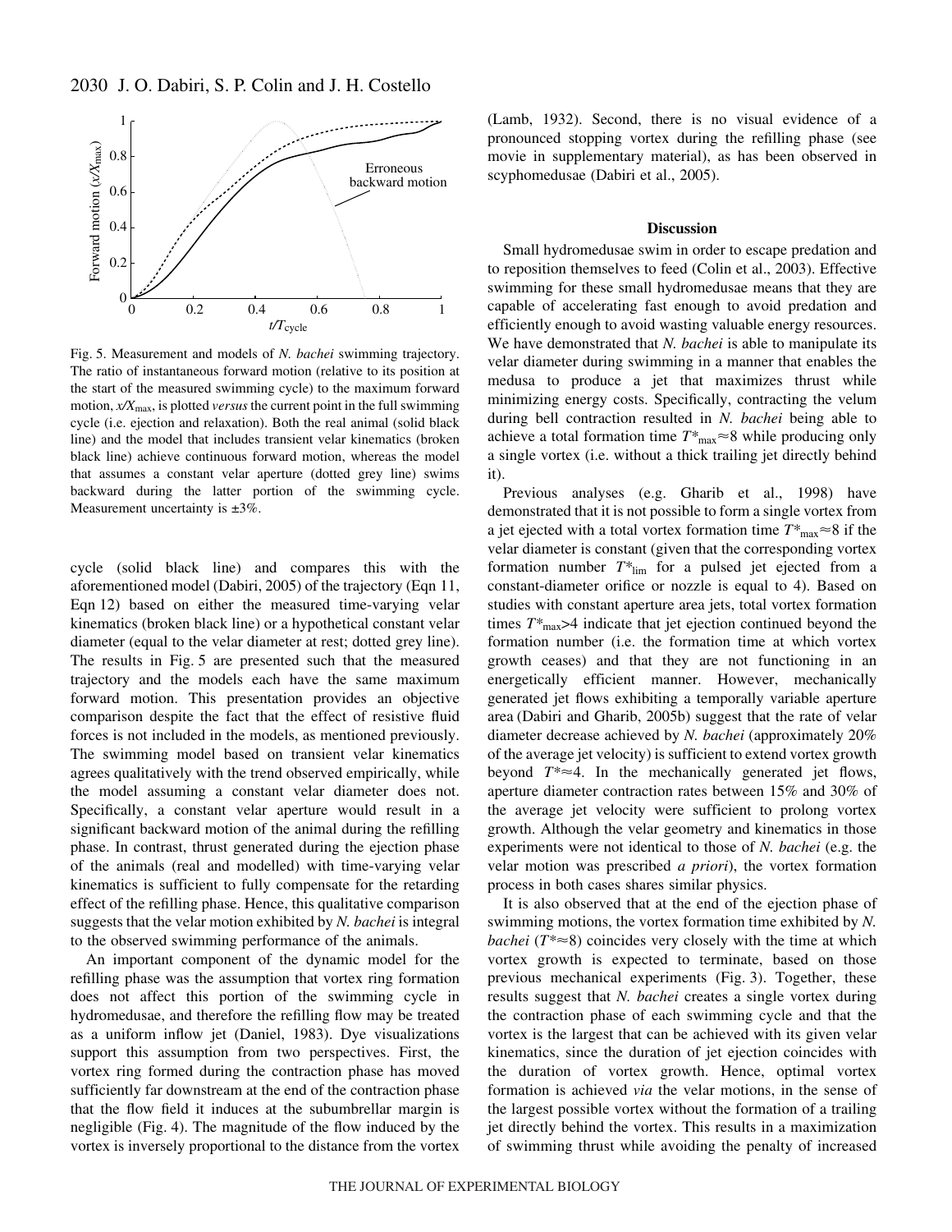Fig. 5. Measurement and models of *N. bachei* swimming trajectory. The ratio of instantaneous forward motion (relative to its position at the start of the measured swimming cycle) to the maximum forward motion, $x/X_{max}$, is plotted *versus* the current point in the full swimming cycle (i.e. ejection and relaxation). Both the real animal (solid black line) and the model that includes transient velar kinematics (broken black line) achieve continuous forward motion, whereas the model that assumes a constant velar aperture (dotted grey line) swims backward during the latter portion of the swimming cycle. Measurement uncertainty is ±3%.

cycle (solid black line) and compares this with the aforementioned model (Dabiri, 2005) of the trajectory (Eqn 11, Eqn 12) based on either the measured time-varying velar kinematics (broken black line) or a hypothetical constant velar diameter (equal to the velar diameter at rest; dotted grey line). The results in Fig. 5 are presented such that the measured trajectory and the models each have the same maximum forward motion. This presentation provides an objective comparison despite the fact that the effect of resistive fluid forces is not included in the models, as mentioned previously. The swimming model based on transient velar kinematics agrees qualitatively with the trend observed empirically, while the model assuming a constant velar diameter does not. Specifically, a constant velar aperture would result in a significant backward motion of the animal during the refilling phase. In contrast, thrust generated during the ejection phase of the animals (real and modelled) with time-varying velar kinematics is sufficient to fully compensate for the retarding effect of the refilling phase. Hence, this qualitative comparison suggests that the velar motion exhibited by *N. bachei* is integral to the observed swimming performance of the animals.

An important component of the dynamic model for the refilling phase was the assumption that vortex ring formation does not affect this portion of the swimming cycle in hydromedusae, and therefore the refilling flow may be treated as a uniform inflow jet (Daniel, 1983). Dye visualizations support this assumption from two perspectives. First, the vortex ring formed during the contraction phase has moved sufficiently far downstream at the end of the contraction phase that the flow field it induces at the subumbrellar margin is negligible (Fig. 4). The magnitude of the flow induced by the vortex is inversely proportional to the distance from the vortex (Lamb, 1932). Second, there is no visual evidence of a pronounced stopping vortex during the refilling phase (see movie in supplementary material), as has been observed in scyphomedusae (Dabiri et al., 2005).

## Discussion

Small hydromedusae swim in order to escape predation and to reposition themselves to feed (Colin et al., 2003). Effective swimming for these small hydromedusae means that they are capable of accelerating fast enough to avoid predation and efficiently enough to avoid wasting valuable energy resources. We have demonstrated that *N. bachei* is able to manipulate its velar diameter during swimming in a manner that enables the medusa to produce a jet that maximizes thrust while minimizing energy costs. Specifically, contracting the velum during bell contraction resulted in *N. bachei* being able to achieve a total formation time $T^*_{max}\approx 8$ while producing only a single vortex (i.e. without a thick trailing jet directly behind it).

Previous analyses (e.g. Gharib et al., 1998) have demonstrated that it is not possible to form a single vortex from a jet ejected with a total vortex formation time $T^*_{max}\approx 8$ if the velar diameter is constant (given that the corresponding vortex formation number $T^*_{lim}$ for a pulsed jet ejected from a constant-diameter orifice or nozzle is equal to 4). Based on studies with constant aperture area jets, total vortex formation times $T^*_{max}>4$ indicate that jet ejection continued beyond the formation number (i.e. the formation time at which vortex growth ceases) and that they are not functioning in an energetically efficient manner. However, mechanically generated jet flows exhibiting a temporally variable aperture area (Dabiri and Gharib, 2005b) suggest that the rate of velar diameter decrease achieved by *N. bachei* (approximately 20% of the average jet velocity) is sufficient to extend vortex growth beyond $T^*\approx 4$. In the mechanically generated jet flows, aperture diameter contraction rates between 15% and 30% of the average jet velocity were sufficient to prolong vortex growth. Although the velar geometry and kinematics in those experiments were not identical to those of *N. bachei* (e.g. the velar motion was prescribed *a priori*), the vortex formation process in both cases shares similar physics.

It is also observed that at the end of the ejection phase of swimming motions, the vortex formation time exhibited by *N. bachei* ($T^*\approx 8$) coincides very closely with the time at which vortex growth is expected to terminate, based on those previous mechanical experiments (Fig. 3). Together, these results suggest that *N. bachei* creates a single vortex during the contraction phase of each swimming cycle and that the vortex is the largest that can be achieved with its given velar kinematics, since the duration of jet ejection coincides with the duration of vortex growth. Hence, optimal vortex formation is achieved *via* the velar motions, in the sense of the largest possible vortex without the formation of a trailing jet directly behind the vortex. This results in a maximization of swimming thrust while avoiding the penalty of increased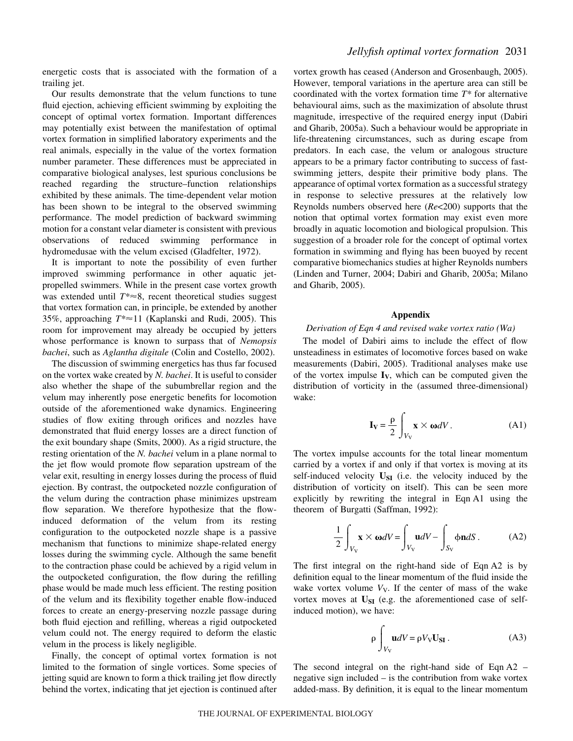energetic costs that is associated with the formation of a trailing jet.

Our results demonstrate that the velum functions to tune fluid ejection, achieving efficient swimming by exploiting the concept of optimal vortex formation. Important differences may potentially exist between the manifestation of optimal vortex formation in simplified laboratory experiments and the real animals, especially in the value of the vortex formation number parameter. These differences must be appreciated in comparative biological analyses, lest spurious conclusions be reached regarding the structure–function relationships exhibited by these animals. The time-dependent velar motion has been shown to be integral to the observed swimming performance. The model prediction of backward swimming motion for a constant velar diameter is consistent with previous observations of reduced swimming performance in hydromedusae with the velum excised (Gladfelter, 1972).

It is important to note the possibility of even further improved swimming performance in other aquatic jet-propelled swimmers. While in the present case vortex growth was extended until $T^*\approx 8$, recent theoretical studies suggest that vortex formation can, in principle, be extended by another 35%, approaching $T^*\approx 11$ (Kaplanski and Rudi, 2005). This room for improvement may already be occupied by jetters whose performance is known to surpass that of *Nemopsis bachei*, such as *Aglantha digitale* (Colin and Costello, 2002).

The discussion of swimming energetics has thus far focused on the vortex wake created by *N. bachei*. It is useful to consider also whether the shape of the subumbrellar region and the velum may inherently pose energetic benefits for locomotion outside of the aforementioned wake dynamics. Engineering studies of flow exiting through orifices and nozzles have demonstrated that fluid energy losses are a direct function of the exit boundary shape (Smits, 2000). As a rigid structure, the resting orientation of the *N. bachei* velum in a plane normal to the jet flow would promote flow separation upstream of the velar exit, resulting in energy losses during the process of fluid ejection. By contrast, the outpocketed nozzle configuration of the velum during the contraction phase minimizes upstream flow separation. We therefore hypothesize that the flow-induced deformation of the velum from its resting configuration to the outpocketed nozzle shape is a passive mechanism that functions to minimize shape-related energy losses during the swimming cycle. Although the same benefit to the contraction phase could be achieved by a rigid velum in the outpocketed configuration, the flow during the refilling phase would be made much less efficient. The resting position of the velum and its flexibility together enable flow-induced forces to create an energy-preserving nozzle passage during both fluid ejection and refilling, whereas a rigid outpocketed velum could not. The energy required to deform the elastic velum in the process is likely negligible.

Finally, the concept of optimal vortex formation is not limited to the formation of single vortices. Some species of jetting squid are known to form a thick trailing jet flow directly behind the vortex, indicating that jet ejection is continued after vortex growth has ceased (Anderson and Grosenbaugh, 2005). However, temporal variations in the aperture area can still be coordinated with the vortex formation time $T^*$ for alternative behavioural aims, such as the maximization of absolute thrust magnitude, irrespective of the required energy input (Dabiri and Gharib, 2005a). Such a behaviour would be appropriate in life-threatening circumstances, such as during escape from predators. In each case, the velum or analogous structure appears to be a primary factor contributing to success of fast-swimming jetters, despite their primitive body plans. The appearance of optimal vortex formation as a successful strategy in response to selective pressures at the relatively low Reynolds numbers observed here ($Re<200$) supports that the notion that optimal vortex formation may exist even more broadly in aquatic locomotion and biological propulsion. This suggestion of a broader role for the concept of optimal vortex formation in swimming and flying has been buoyed by recent comparative biomechanics studies at higher Reynolds numbers (Linden and Turner, 2004; Dabiri and Gharib, 2005a; Milano and Gharib, 2005).

## Appendix

### *Derivation of Eqn 4 and revised wake vortex ratio (Wa)*

The model of Dabiri aims to include the effect of flow unsteadiness in estimates of locomotive forces based on wake measurements (Dabiri, 2005). Traditional analyses make use of the vortex impulse $\mathbf{I_V}$, which can be computed given the distribution of vorticity in the (assumed three-dimensional) wake:

$$\mathbf{I_V} = \frac{\rho}{2}\int_{V_\mathrm{V}} \mathbf{x}\times\boldsymbol{\omega}dV\,. \tag{A1}$$

The vortex impulse accounts for the total linear momentum carried by a vortex if and only if that vortex is moving at its self-induced velocity $\mathbf{U_{SI}}$ (i.e. the velocity induced by the distribution of vorticity on itself). This can be seen more explicitly by rewriting the integral in Eqn A1 using the theorem of Burgatti (Saffman, 1992):

$$\frac{1}{2}\int_{V_\mathrm{V}} \mathbf{x}\times\boldsymbol{\omega}dV = \int_{V_\mathrm{V}} \mathbf{u}dV - \int_{S_\mathrm{V}} \phi\mathbf{n}dS\,. \tag{A2}$$

The first integral on the right-hand side of Eqn A2 is by definition equal to the linear momentum of the fluid inside the wake vortex volume $V_\mathrm{V}$. If the center of mass of the wake vortex moves at $\mathbf{U_{SI}}$ (e.g. the aforementioned case of self-induced motion), we have:

$$\rho\int_{V_\mathrm{V}} \mathbf{u}dV = \rho V_\mathrm{V}\mathbf{U_{SI}}\,. \tag{A3}$$

The second integral on the right-hand side of Eqn A2 – negative sign included – is the contribution from wake vortex added-mass. By definition, it is equal to the linear momentum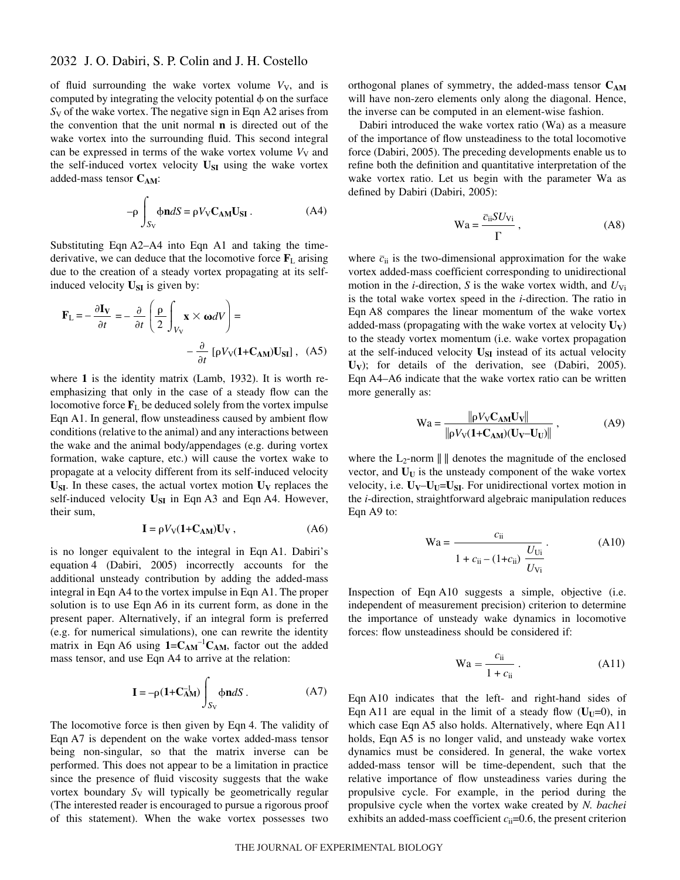of fluid surrounding the wake vortex volume $V_V$, and is computed by integrating the velocity potential $\phi$ on the surface $S_V$ of the wake vortex. The negative sign in Eqn A2 arises from the convention that the unit normal $\mathbf{n}$ is directed out of the wake vortex into the surrounding fluid. This second integral can be expressed in terms of the wake vortex volume $V_V$ and the self-induced vortex velocity $\mathbf{U_{SI}}$ using the wake vortex added-mass tensor $\mathbf{C_{AM}}$:

$$-\rho \int_{S_V} \phi \mathbf{n} dS = \rho V_V \mathbf{C_{AM}} \mathbf{U_{SI}} \,. \tag{A4}$$

Substituting Eqn A2–A4 into Eqn A1 and taking the time-derivative, we can deduce that the locomotive force $\mathbf{F}_L$ arising due to the creation of a steady vortex propagating at its self-induced velocity $\mathbf{U_{SI}}$ is given by:

$$\mathbf{F}_L = -\frac{\partial \mathbf{I_V}}{\partial t} = -\frac{\partial}{\partial t}\left(\frac{\rho}{2}\int_{V_V} \mathbf{x} \times \boldsymbol{\omega} dV\right) = -\frac{\partial}{\partial t}\left[\rho V_V (\mathbf{1} + \mathbf{C_{AM}})\mathbf{U_{SI}}\right] , \tag{A5}$$

where $\mathbf{1}$ is the identity matrix (Lamb, 1932). It is worth re-emphasizing that only in the case of a steady flow can the locomotive force $\mathbf{F}_L$ be deduced solely from the vortex impulse Eqn A1. In general, flow unsteadiness caused by ambient flow conditions (relative to the animal) and any interactions between the wake and the animal body/appendages (e.g. during vortex formation, wake capture, etc.) will cause the vortex wake to propagate at a velocity different from its self-induced velocity $\mathbf{U_{SI}}$. In these cases, the actual vortex motion $\mathbf{U_V}$ replaces the self-induced velocity $\mathbf{U_{SI}}$ in Eqn A3 and Eqn A4. However, their sum,

$$\mathbf{I} = \rho V_V (\mathbf{1} + \mathbf{C_{AM}})\mathbf{U_V} \,, \tag{A6}$$

is no longer equivalent to the integral in Eqn A1. Dabiri's equation 4 (Dabiri, 2005) incorrectly accounts for the additional unsteady contribution by adding the added-mass integral in Eqn A4 to the vortex impulse in Eqn A1. The proper solution is to use Eqn A6 in its current form, as done in the present paper. Alternatively, if an integral form is preferred (e.g. for numerical simulations), one can rewrite the identity matrix in Eqn A6 using $\mathbf{1} = \mathbf{C_{AM}}^{-1}\mathbf{C_{AM}}$, factor out the added mass tensor, and use Eqn A4 to arrive at the relation:

$$\mathbf{I} = -\rho(\mathbf{1} + \mathbf{C}_{\mathbf{AM}}^{-1}) \int_{S_V} \phi \mathbf{n} dS \,. \tag{A7}$$

The locomotive force is then given by Eqn 4. The validity of Eqn A7 is dependent on the wake vortex added-mass tensor being non-singular, so that the matrix inverse can be performed. This does not appear to be a limitation in practice since the presence of fluid viscosity suggests that the wake vortex boundary $S_V$ will typically be geometrically regular (The interested reader is encouraged to pursue a rigorous proof of this statement). When the wake vortex possesses two orthogonal planes of symmetry, the added-mass tensor $\mathbf{C_{AM}}$ will have non-zero elements only along the diagonal. Hence, the inverse can be computed in an element-wise fashion.

Dabiri introduced the wake vortex ratio (Wa) as a measure of the importance of flow unsteadiness to the total locomotive force (Dabiri, 2005). The preceding developments enable us to refine both the definition and quantitative interpretation of the wake vortex ratio. Let us begin with the parameter Wa as defined by Dabiri (Dabiri, 2005):

$$\mathrm{Wa} = \frac{\bar{c}_{ii} S U_{Vi}}{\Gamma} \,, \tag{A8}$$

where $\bar{c}_{ii}$ is the two-dimensional approximation for the wake vortex added-mass coefficient corresponding to unidirectional motion in the $i$-direction, $S$ is the wake vortex width, and $U_{Vi}$ is the total wake vortex speed in the $i$-direction. The ratio in Eqn A8 compares the linear momentum of the wake vortex added-mass (propagating with the wake vortex at velocity $\mathbf{U_V}$) to the steady vortex momentum (i.e. wake vortex propagation at the self-induced velocity $\mathbf{U_{SI}}$ instead of its actual velocity $\mathbf{U_V}$); for details of the derivation, see (Dabiri, 2005). Eqn A4–A6 indicate that the wake vortex ratio can be written more generally as:

$$\mathrm{Wa} = \frac{\|\rho V_V \mathbf{C_{AM}} \mathbf{U_V}\|}{\|\rho V_V (\mathbf{1} + \mathbf{C_{AM}})(\mathbf{U_V} - \mathbf{U_U})\|} \,, \tag{A9}$$

where the $L_2$-norm $\| \, \|$ denotes the magnitude of the enclosed vector, and $\mathbf{U_U}$ is the unsteady component of the wake vortex velocity, i.e. $\mathbf{U_V} - \mathbf{U_U} = \mathbf{U_{SI}}$. For unidirectional vortex motion in the $i$-direction, straightforward algebraic manipulation reduces Eqn A9 to:

$$\mathrm{Wa} = \frac{c_{ii}}{1 + c_{ii} - (1 + c_{ii})\dfrac{U_{Ui}}{U_{Vi}}} \,. \tag{A10}$$

Inspection of Eqn A10 suggests a simple, objective (i.e. independent of measurement precision) criterion to determine the importance of unsteady wake dynamics in locomotive forces: flow unsteadiness should be considered if:

$$\mathrm{Wa} = \frac{c_{ii}}{1 + c_{ii}} \,. \tag{A11}$$

Eqn A10 indicates that the left- and right-hand sides of Eqn A11 are equal in the limit of a steady flow ($\mathbf{U_U} = 0$), in which case Eqn A5 also holds. Alternatively, where Eqn A11 holds, Eqn A5 is no longer valid, and unsteady wake vortex dynamics must be considered. In general, the wake vortex added-mass tensor will be time-dependent, such that the relative importance of flow unsteadiness varies during the propulsive cycle. For example, in the period during the propulsive cycle when the vortex wake created by *N. bachei* exhibits an added-mass coefficient $c_{ii} = 0.6$, the present criterion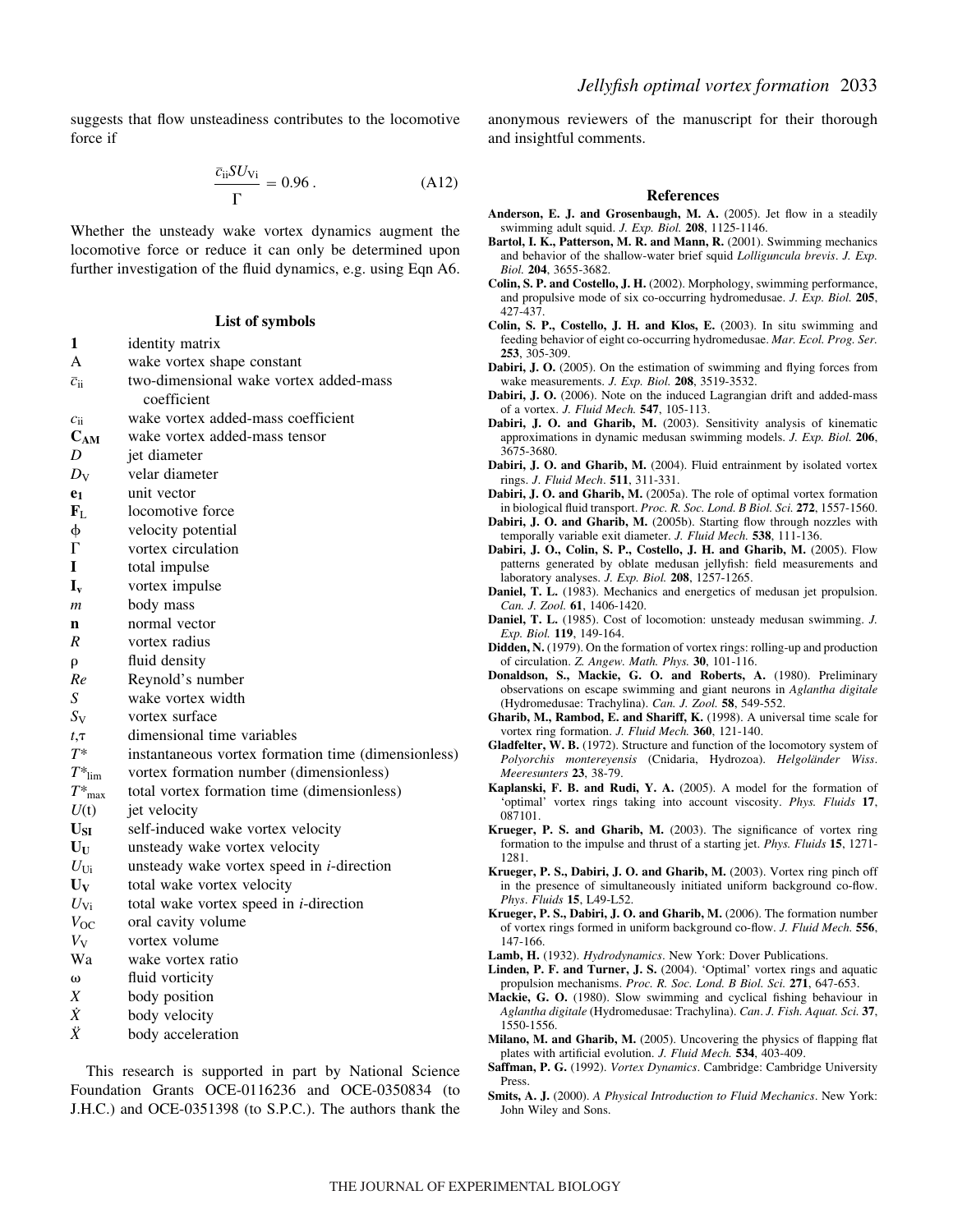suggests that flow unsteadiness contributes to the locomotive force if

$$\frac{\bar{c}_{ii} S U_{Vi}}{\Gamma} = 0.96\,. \qquad \text{(A12)}$$

Whether the unsteady wake vortex dynamics augment the locomotive force or reduce it can only be determined upon further investigation of the fluid dynamics, e.g. using Eqn A6.

## List of symbols

| | |
|---|---|
| $\mathbf{1}$ | identity matrix |
| A | wake vortex shape constant |
| $\bar{c}_{ii}$ | two-dimensional wake vortex added-mass coefficient |
| $c_{ii}$ | wake vortex added-mass coefficient |
| $\mathbf{C_{AM}}$ | wake vortex added-mass tensor |
| $D$ | jet diameter |
| $D_V$ | velar diameter |
| $\mathbf{e_1}$ | unit vector |
| $\mathbf{F}_L$ | locomotive force |
| $\phi$ | velocity potential |
| $\Gamma$ | vortex circulation |
| $\mathbf{I}$ | total impulse |
| $\mathbf{I_v}$ | vortex impulse |
| $m$ | body mass |
| $\mathbf{n}$ | normal vector |
| $R$ | vortex radius |
| $\rho$ | fluid density |
| $Re$ | Reynold's number |
| $S$ | wake vortex width |
| $S_V$ | vortex surface |
| $t,\tau$ | dimensional time variables |
| $T^*$ | instantaneous vortex formation time (dimensionless) |
| $T^*_{\lim}$ | vortex formation number (dimensionless) |
| $T^*_{\max}$ | total vortex formation time (dimensionless) |
| $U(t)$ | jet velocity |
| $\mathbf{U_{SI}}$ | self-induced wake vortex velocity |
| $\mathbf{U_U}$ | unsteady wake vortex velocity |
| $U_{Ui}$ | unsteady wake vortex speed in *i*-direction |
| $\mathbf{U_V}$ | total wake vortex velocity |
| $U_{Vi}$ | total wake vortex speed in *i*-direction |
| $V_{OC}$ | oral cavity volume |
| $V_V$ | vortex volume |
| Wa | wake vortex ratio |
| $\omega$ | fluid vorticity |
| $X$ | body position |
| $\dot{X}$ | body velocity |
| $\ddot{X}$ | body acceleration |

This research is supported in part by National Science Foundation Grants OCE-0116236 and OCE-0350834 (to J.H.C.) and OCE-0351398 (to S.P.C.). The authors thank the anonymous reviewers of the manuscript for their thorough and insightful comments.

## References

**Anderson, E. J. and Grosenbaugh, M. A.** (2005). Jet flow in a steadily swimming adult squid. *J. Exp. Biol.* **208**, 1125-1146.

**Bartol, I. K., Patterson, M. R. and Mann, R.** (2001). Swimming mechanics and behavior of the shallow-water brief squid *Lolliguncula brevis*. *J. Exp. Biol.* **204**, 3655-3682.

**Colin, S. P. and Costello, J. H.** (2002). Morphology, swimming performance, and propulsive mode of six co-occurring hydromedusae. *J. Exp. Biol.* **205**, 427-437.

**Colin, S. P., Costello, J. H. and Klos, E.** (2003). In situ swimming and feeding behavior of eight co-occurring hydromedusae. *Mar. Ecol. Prog. Ser.* **253**, 305-309.

**Dabiri, J. O.** (2005). On the estimation of swimming and flying forces from wake measurements. *J. Exp. Biol.* **208**, 3519-3532.

**Dabiri, J. O.** (2006). Note on the induced Lagrangian drift and added-mass of a vortex. *J. Fluid Mech.* **547**, 105-113.

**Dabiri, J. O. and Gharib, M.** (2003). Sensitivity analysis of kinematic approximations in dynamic medusan swimming models. *J. Exp. Biol.* **206**, 3675-3680.

**Dabiri, J. O. and Gharib, M.** (2004). Fluid entrainment by isolated vortex rings. *J. Fluid Mech*. **511**, 311-331.

**Dabiri, J. O. and Gharib, M.** (2005a). The role of optimal vortex formation in biological fluid transport. *Proc. R. Soc. Lond. B Biol. Sci.* **272**, 1557-1560.

**Dabiri, J. O. and Gharib, M.** (2005b). Starting flow through nozzles with temporally variable exit diameter. *J. Fluid Mech.* **538**, 111-136.

**Dabiri, J. O., Colin, S. P., Costello, J. H. and Gharib, M.** (2005). Flow patterns generated by oblate medusan jellyfish: field measurements and laboratory analyses. *J. Exp. Biol.* **208**, 1257-1265.

**Daniel, T. L.** (1983). Mechanics and energetics of medusan jet propulsion. *Can. J. Zool.* **61**, 1406-1420.

**Daniel, T. L.** (1985). Cost of locomotion: unsteady medusan swimming. *J. Exp. Biol.* **119**, 149-164.

**Didden, N.** (1979). On the formation of vortex rings: rolling-up and production of circulation. *Z. Angew. Math. Phys.* **30**, 101-116.

**Donaldson, S., Mackie, G. O. and Roberts, A.** (1980). Preliminary observations on escape swimming and giant neurons in *Aglantha digitale* (Hydromedusae: Trachylina). *Can. J. Zool.* **58**, 549-552.

**Gharib, M., Rambod, E. and Shariff, K.** (1998). A universal time scale for vortex ring formation. *J. Fluid Mech.* **360**, 121-140.

**Gladfelter, W. B.** (1972). Structure and function of the locomotory system of *Polyorchis montereyensis* (Cnidaria, Hydrozoa). *Helgoländer Wiss. Meeresunters* **23**, 38-79.

**Kaplanski, F. B. and Rudi, Y. A.** (2005). A model for the formation of 'optimal' vortex rings taking into account viscosity. *Phys. Fluids* **17**, 087101.

**Krueger, P. S. and Gharib, M.** (2003). The significance of vortex ring formation to the impulse and thrust of a starting jet. *Phys. Fluids* **15**, 1271-1281.

**Krueger, P. S., Dabiri, J. O. and Gharib, M.** (2003). Vortex ring pinch off in the presence of simultaneously initiated uniform background co-flow. *Phys. Fluids* **15**, L49-L52.

**Krueger, P. S., Dabiri, J. O. and Gharib, M.** (2006). The formation number of vortex rings formed in uniform background co-flow. *J. Fluid Mech.* **556**, 147-166.

**Lamb, H.** (1932). *Hydrodynamics*. New York: Dover Publications.

**Linden, P. F. and Turner, J. S.** (2004). 'Optimal' vortex rings and aquatic propulsion mechanisms. *Proc. R. Soc. Lond. B Biol. Sci.* **271**, 647-653.

**Mackie, G. O.** (1980). Slow swimming and cyclical fishing behaviour in *Aglantha digitale* (Hydromedusae: Trachylina). *Can. J. Fish. Aquat. Sci.* **37**, 1550-1556.

**Milano, M. and Gharib, M.** (2005). Uncovering the physics of flapping flat plates with artificial evolution. *J. Fluid Mech.* **534**, 403-409.

**Saffman, P. G.** (1992). *Vortex Dynamics*. Cambridge: Cambridge University Press.

**Smits, A. J.** (2000). *A Physical Introduction to Fluid Mechanics*. New York: John Wiley and Sons.